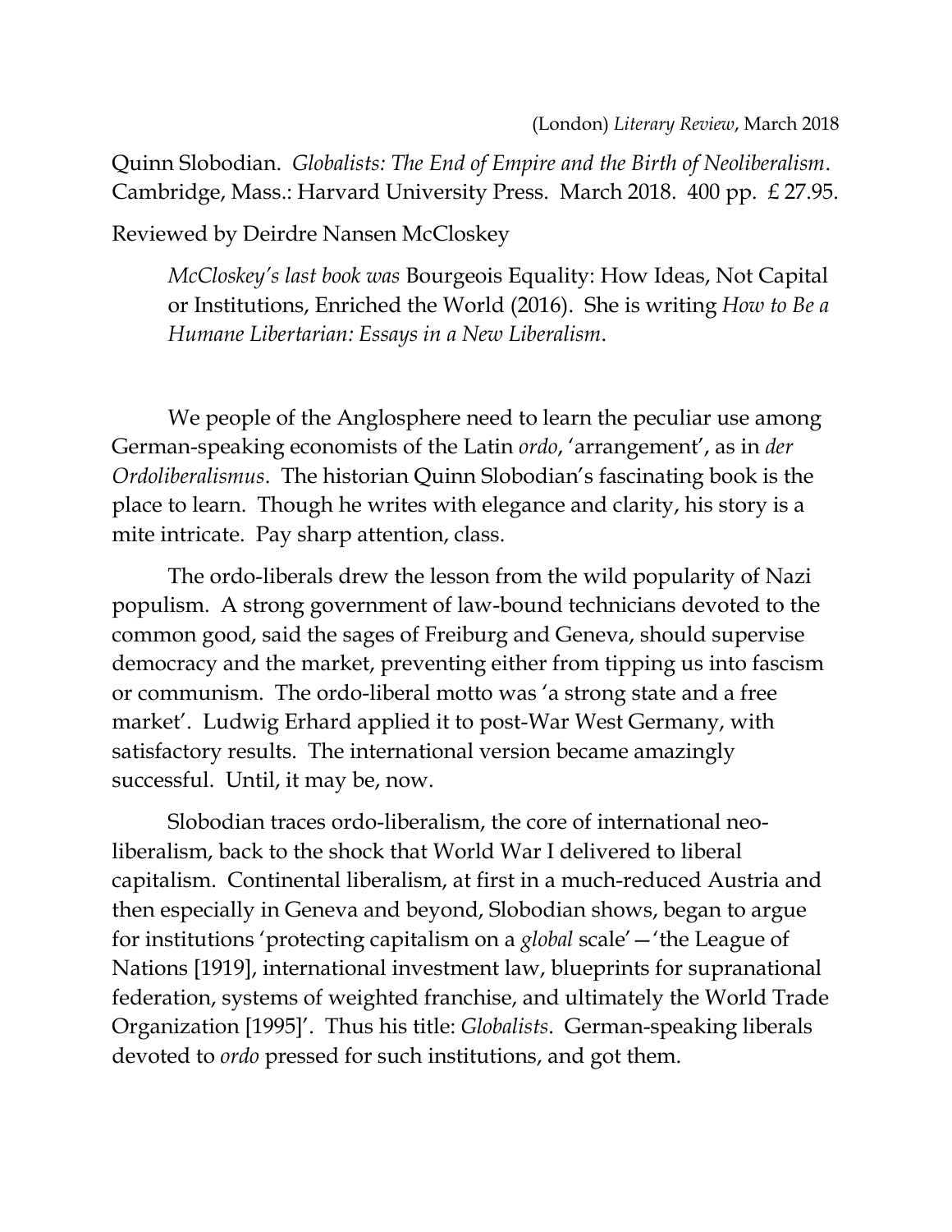(London) *Literary Review*, March 2018

Quinn Slobodian. *Globalists: The End of Empire and the Birth of Neoliberalism*. Cambridge, Mass.: Harvard University Press. March 2018. 400 pp. £ 27.95.

Reviewed by Deirdre Nansen McCloskey

> *McCloskey's last book was* Bourgeois Equality: How Ideas, Not Capital or Institutions, Enriched the World (2016). She is writing *How to Be a Humane Libertarian: Essays in a New Liberalism*.

We people of the Anglosphere need to learn the peculiar use among German-speaking economists of the Latin *ordo*, 'arrangement', as in *der Ordoliberalismus*. The historian Quinn Slobodian's fascinating book is the place to learn. Though he writes with elegance and clarity, his story is a mite intricate. Pay sharp attention, class.

The ordo-liberals drew the lesson from the wild popularity of Nazi populism. A strong government of law-bound technicians devoted to the common good, said the sages of Freiburg and Geneva, should supervise democracy and the market, preventing either from tipping us into fascism or communism. The ordo-liberal motto was 'a strong state and a free market'. Ludwig Erhard applied it to post-War West Germany, with satisfactory results. The international version became amazingly successful. Until, it may be, now.

Slobodian traces ordo-liberalism, the core of international neo-liberalism, back to the shock that World War I delivered to liberal capitalism. Continental liberalism, at first in a much-reduced Austria and then especially in Geneva and beyond, Slobodian shows, began to argue for institutions 'protecting capitalism on a *global* scale'—'the League of Nations [1919], international investment law, blueprints for supranational federation, systems of weighted franchise, and ultimately the World Trade Organization [1995]'. Thus his title: *Globalists*. German-speaking liberals devoted to *ordo* pressed for such institutions, and got them.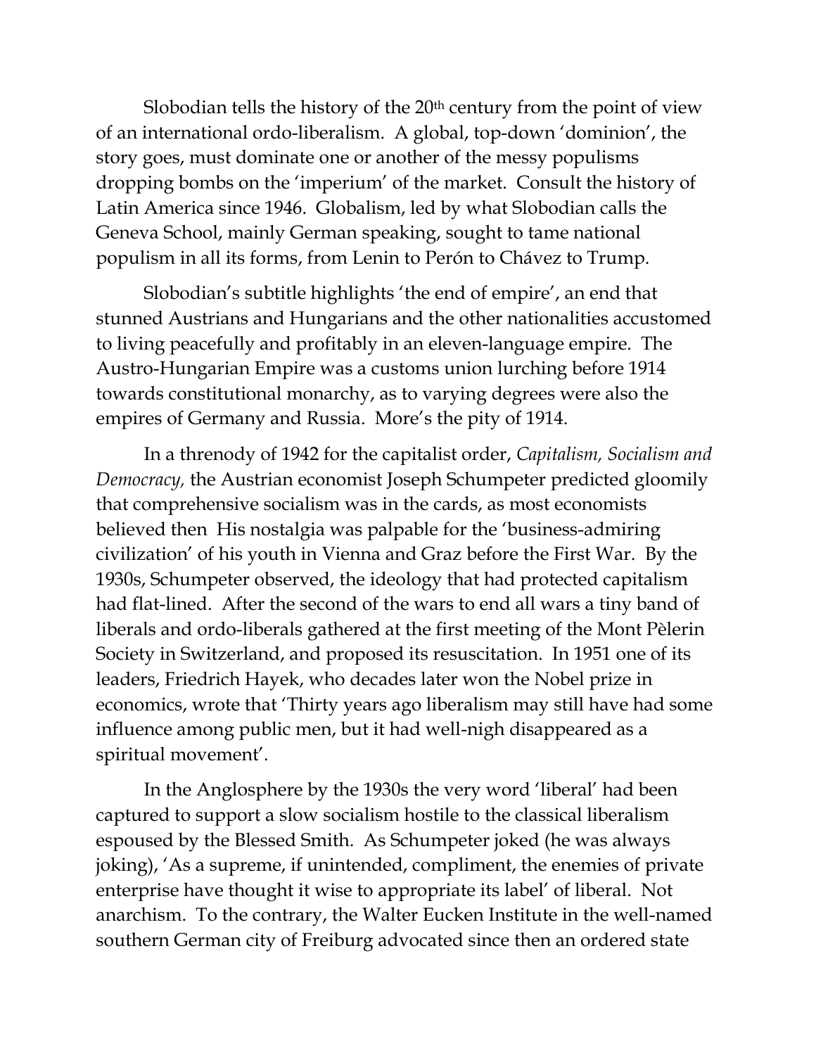Slobodian tells the history of the 20th century from the point of view of an international ordo-liberalism. A global, top-down 'dominion', the story goes, must dominate one or another of the messy populisms dropping bombs on the 'imperium' of the market. Consult the history of Latin America since 1946. Globalism, led by what Slobodian calls the Geneva School, mainly German speaking, sought to tame national populism in all its forms, from Lenin to Perón to Chávez to Trump.

Slobodian's subtitle highlights 'the end of empire', an end that stunned Austrians and Hungarians and the other nationalities accustomed to living peacefully and profitably in an eleven-language empire. The Austro-Hungarian Empire was a customs union lurching before 1914 towards constitutional monarchy, as to varying degrees were also the empires of Germany and Russia. More's the pity of 1914.

In a threnody of 1942 for the capitalist order, *Capitalism, Socialism and Democracy,* the Austrian economist Joseph Schumpeter predicted gloomily that comprehensive socialism was in the cards, as most economists believed then His nostalgia was palpable for the 'business-admiring civilization' of his youth in Vienna and Graz before the First War. By the 1930s, Schumpeter observed, the ideology that had protected capitalism had flat-lined. After the second of the wars to end all wars a tiny band of liberals and ordo-liberals gathered at the first meeting of the Mont Pèlerin Society in Switzerland, and proposed its resuscitation. In 1951 one of its leaders, Friedrich Hayek, who decades later won the Nobel prize in economics, wrote that 'Thirty years ago liberalism may still have had some influence among public men, but it had well-nigh disappeared as a spiritual movement'.

In the Anglosphere by the 1930s the very word 'liberal' had been captured to support a slow socialism hostile to the classical liberalism espoused by the Blessed Smith. As Schumpeter joked (he was always joking), 'As a supreme, if unintended, compliment, the enemies of private enterprise have thought it wise to appropriate its label' of liberal. Not anarchism. To the contrary, the Walter Eucken Institute in the well-named southern German city of Freiburg advocated since then an ordered state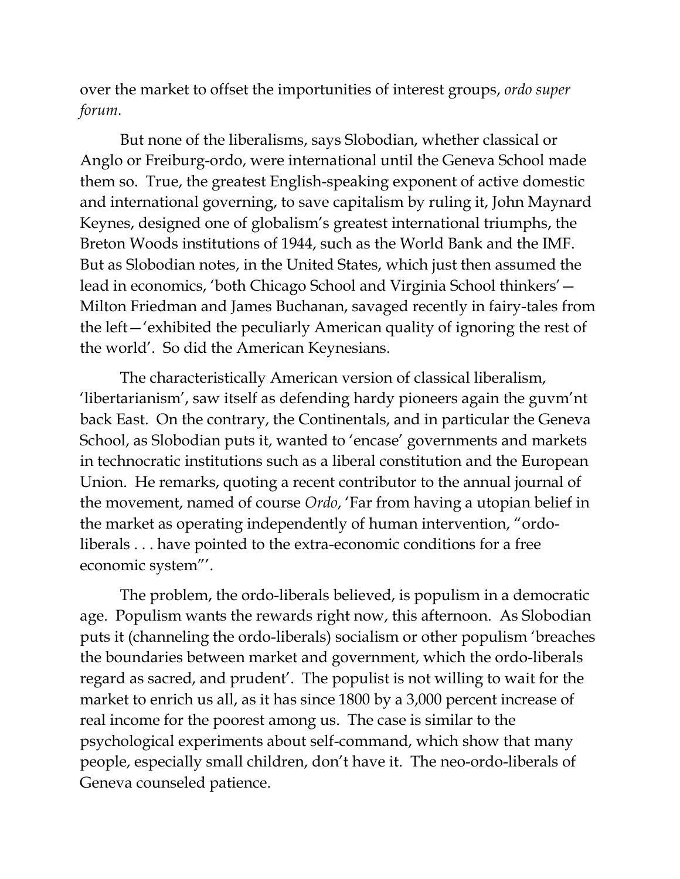over the market to offset the importunities of interest groups, *ordo super forum.*

But none of the liberalisms, says Slobodian, whether classical or Anglo or Freiburg-ordo, were international until the Geneva School made them so. True, the greatest English-speaking exponent of active domestic and international governing, to save capitalism by ruling it, John Maynard Keynes, designed one of globalism's greatest international triumphs, the Breton Woods institutions of 1944, such as the World Bank and the IMF. But as Slobodian notes, in the United States, which just then assumed the lead in economics, 'both Chicago School and Virginia School thinkers'—Milton Friedman and James Buchanan, savaged recently in fairy-tales from the left—'exhibited the peculiarly American quality of ignoring the rest of the world'. So did the American Keynesians.

The characteristically American version of classical liberalism, 'libertarianism', saw itself as defending hardy pioneers again the guvm'nt back East. On the contrary, the Continentals, and in particular the Geneva School, as Slobodian puts it, wanted to 'encase' governments and markets in technocratic institutions such as a liberal constitution and the European Union. He remarks, quoting a recent contributor to the annual journal of the movement, named of course *Ordo*, 'Far from having a utopian belief in the market as operating independently of human intervention, "ordo-liberals . . . have pointed to the extra-economic conditions for a free economic system"'.

The problem, the ordo-liberals believed, is populism in a democratic age. Populism wants the rewards right now, this afternoon. As Slobodian puts it (channeling the ordo-liberals) socialism or other populism 'breaches the boundaries between market and government, which the ordo-liberals regard as sacred, and prudent'. The populist is not willing to wait for the market to enrich us all, as it has since 1800 by a 3,000 percent increase of real income for the poorest among us. The case is similar to the psychological experiments about self-command, which show that many people, especially small children, don't have it. The neo-ordo-liberals of Geneva counseled patience.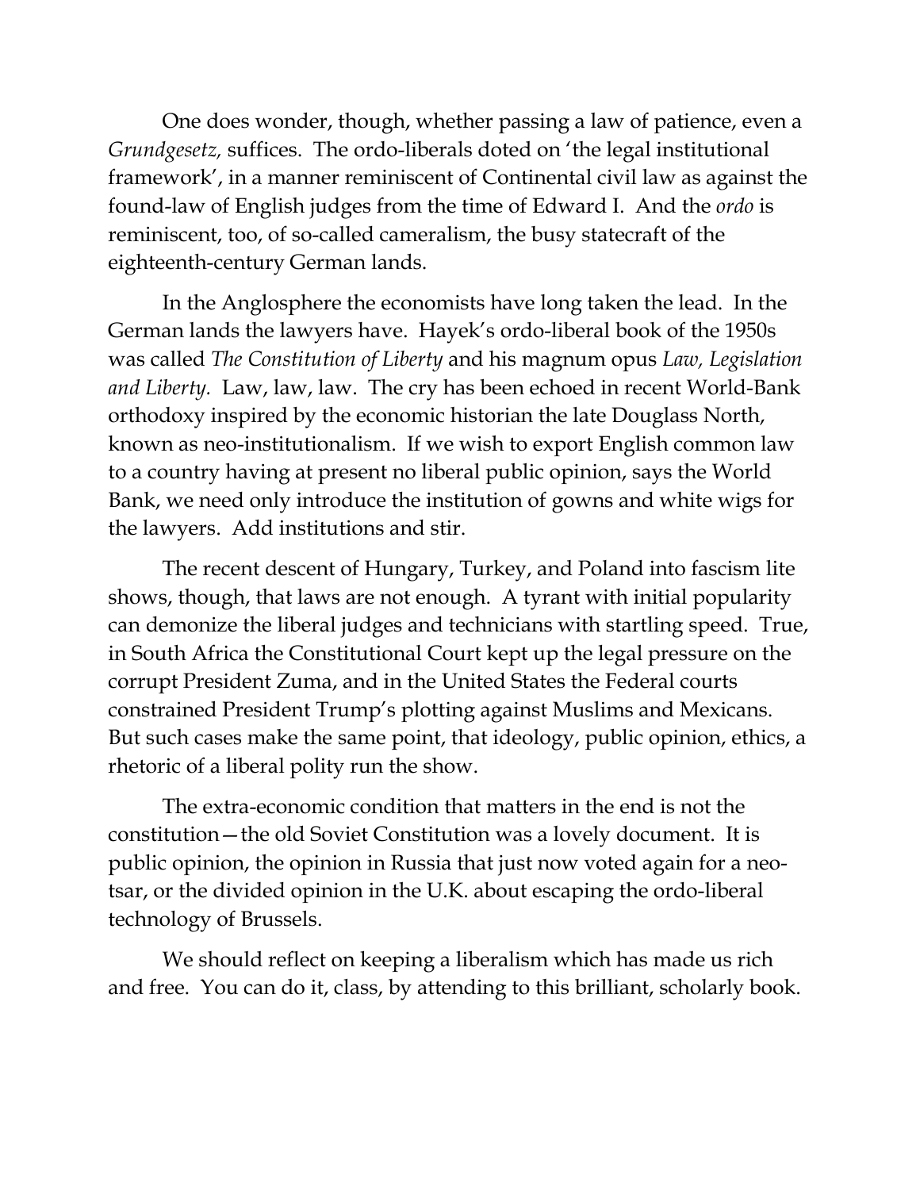One does wonder, though, whether passing a law of patience, even a *Grundgesetz,* suffices. The ordo-liberals doted on 'the legal institutional framework', in a manner reminiscent of Continental civil law as against the found-law of English judges from the time of Edward I. And the *ordo* is reminiscent, too, of so-called cameralism, the busy statecraft of the eighteenth-century German lands.

In the Anglosphere the economists have long taken the lead. In the German lands the lawyers have. Hayek's ordo-liberal book of the 1950s was called *The Constitution of Liberty* and his magnum opus *Law, Legislation and Liberty.* Law, law, law. The cry has been echoed in recent World-Bank orthodoxy inspired by the economic historian the late Douglass North, known as neo-institutionalism. If we wish to export English common law to a country having at present no liberal public opinion, says the World Bank, we need only introduce the institution of gowns and white wigs for the lawyers. Add institutions and stir.

The recent descent of Hungary, Turkey, and Poland into fascism lite shows, though, that laws are not enough. A tyrant with initial popularity can demonize the liberal judges and technicians with startling speed. True, in South Africa the Constitutional Court kept up the legal pressure on the corrupt President Zuma, and in the United States the Federal courts constrained President Trump's plotting against Muslims and Mexicans. But such cases make the same point, that ideology, public opinion, ethics, a rhetoric of a liberal polity run the show.

The extra-economic condition that matters in the end is not the constitution—the old Soviet Constitution was a lovely document. It is public opinion, the opinion in Russia that just now voted again for a neo-tsar, or the divided opinion in the U.K. about escaping the ordo-liberal technology of Brussels.

We should reflect on keeping a liberalism which has made us rich and free. You can do it, class, by attending to this brilliant, scholarly book.